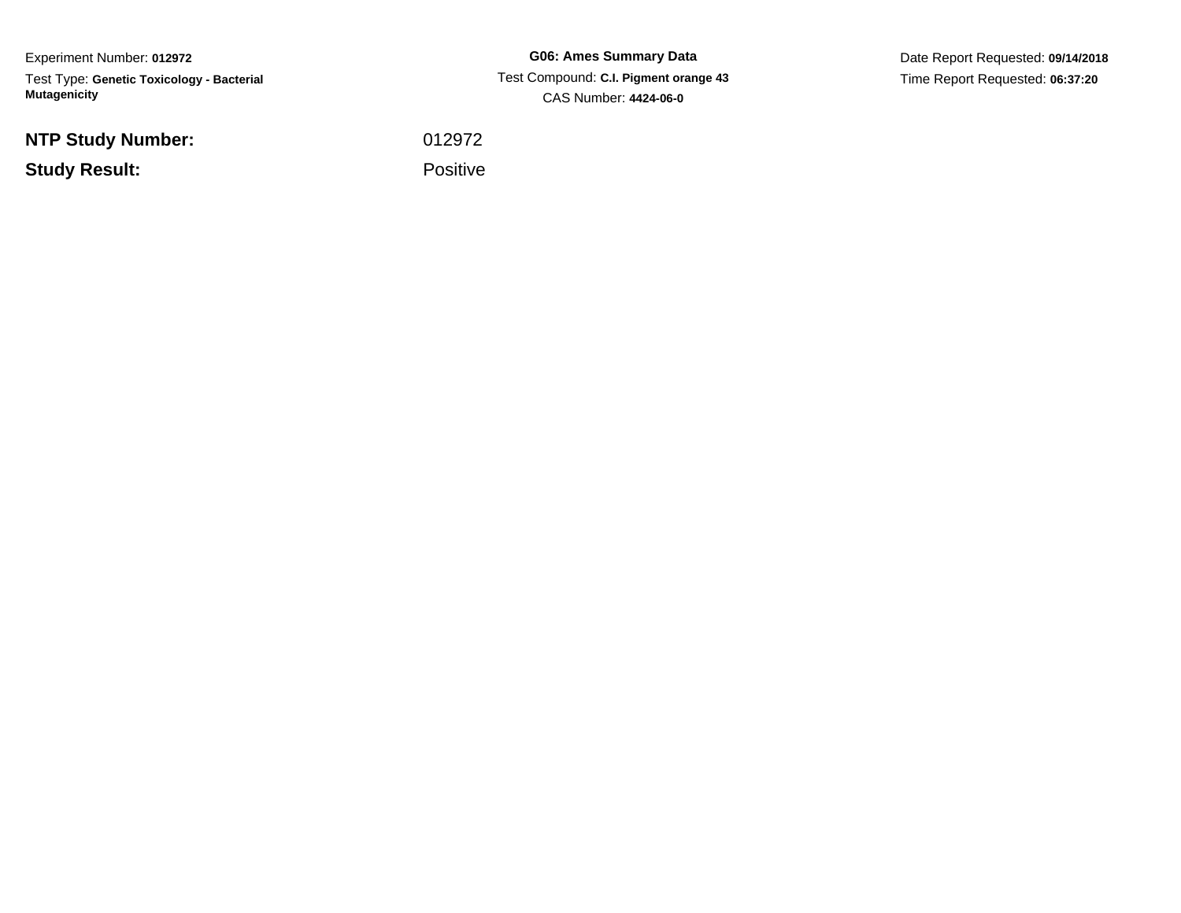Experiment Number: **012972**

Test Type: **Genetic Toxicology - Bacterial Mutagenicity**

**G06: Ames Summary Data**

Test Compound: **C.I. Pigment orange 43**

CAS Number: **4424-06-0**

Date Report Requested: **09/14/2018**

Time Report Requested: **06:37:20**

**NTP Study Number:** 012972

**Study Result:** Positive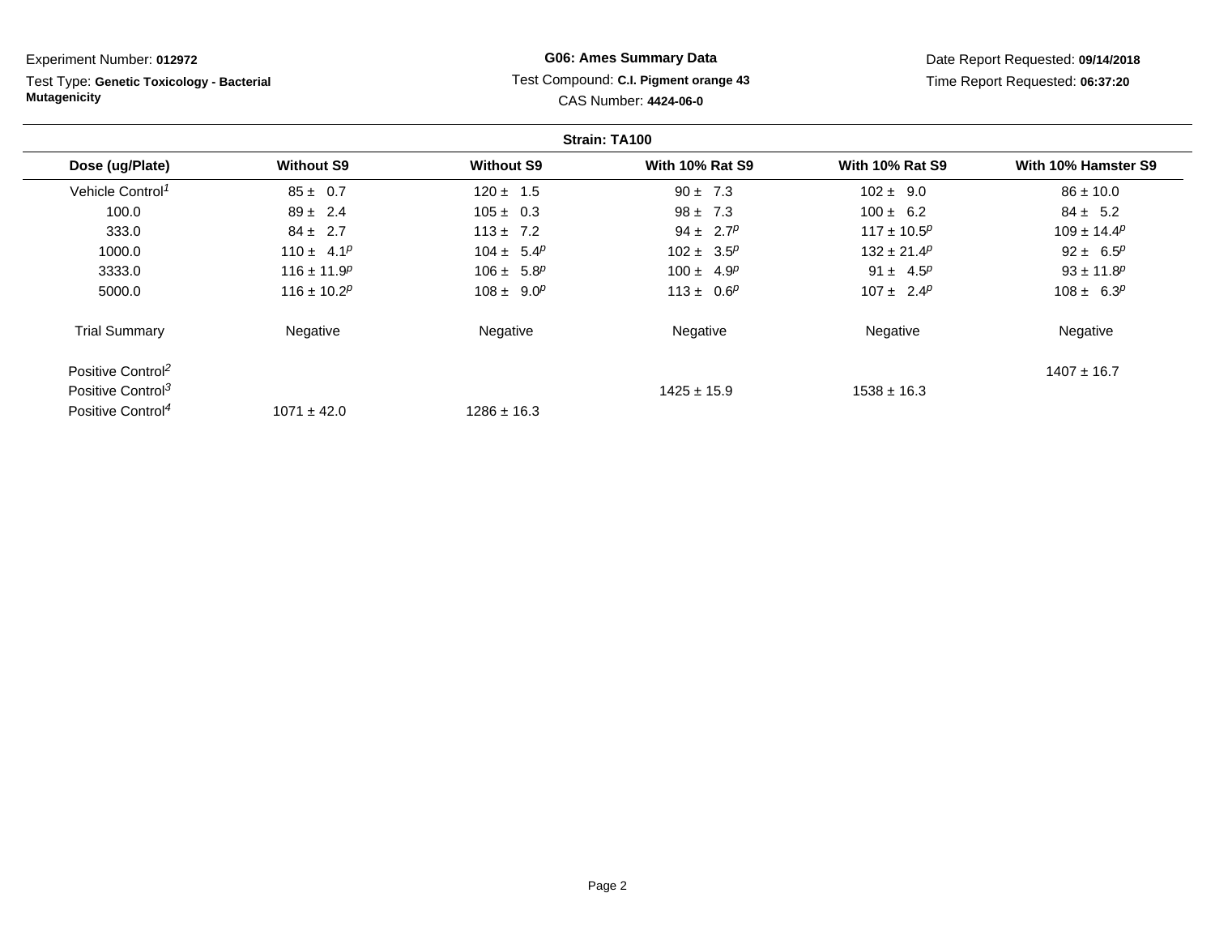Experiment Number: **012972**

Test Type: **Genetic Toxicology - Bacterial Mutagenicity**

**G06: Ames Summary Data**

Test Compound: **C.I. Pigment orange 43**

CAS Number: **4424-06-0**

Date Report Requested: **09/14/2018**

Time Report Requested: **06:37:20**

**Strain: TA100**

| Dose (ug/Plate) | Without S9 | Without S9 | With 10% Rat S9 | With 10% Rat S9 | With 10% Hamster S9 |
|---|---|---|---|---|---|
| Vehicle Control[1] | 85 ± 0.7 | 120 ± 1.5 | 90 ± 7.3 | 102 ± 9.0 | 86 ± 10.0 |
| 100.0 | 89 ± 2.4 | 105 ± 0.3 | 98 ± 7.3 | 100 ± 6.2 | 84 ± 5.2 |
| 333.0 | 84 ± 2.7 | 113 ± 7.2 | 94 ± 2.7[p] | 117 ± 10.5[p] | 109 ± 14.4[p] |
| 1000.0 | 110 ± 4.1[p] | 104 ± 5.4[p] | 102 ± 3.5[p] | 132 ± 21.4[p] | 92 ± 6.5[p] |
| 3333.0 | 116 ± 11.9[p] | 106 ± 5.8[p] | 100 ± 4.9[p] | 91 ± 4.5[p] | 93 ± 11.8[p] |
| 5000.0 | 116 ± 10.2[p] | 108 ± 9.0[p] | 113 ± 0.6[p] | 107 ± 2.4[p] | 108 ± 6.3[p] |
| Trial Summary | Negative | Negative | Negative | Negative | Negative |
| Positive Control[2] | | | | | 1407 ± 16.7 |
| Positive Control[3] | | | 1425 ± 15.9 | 1538 ± 16.3 | |
| Positive Control[4] | 1071 ± 42.0 | 1286 ± 16.3 | | | |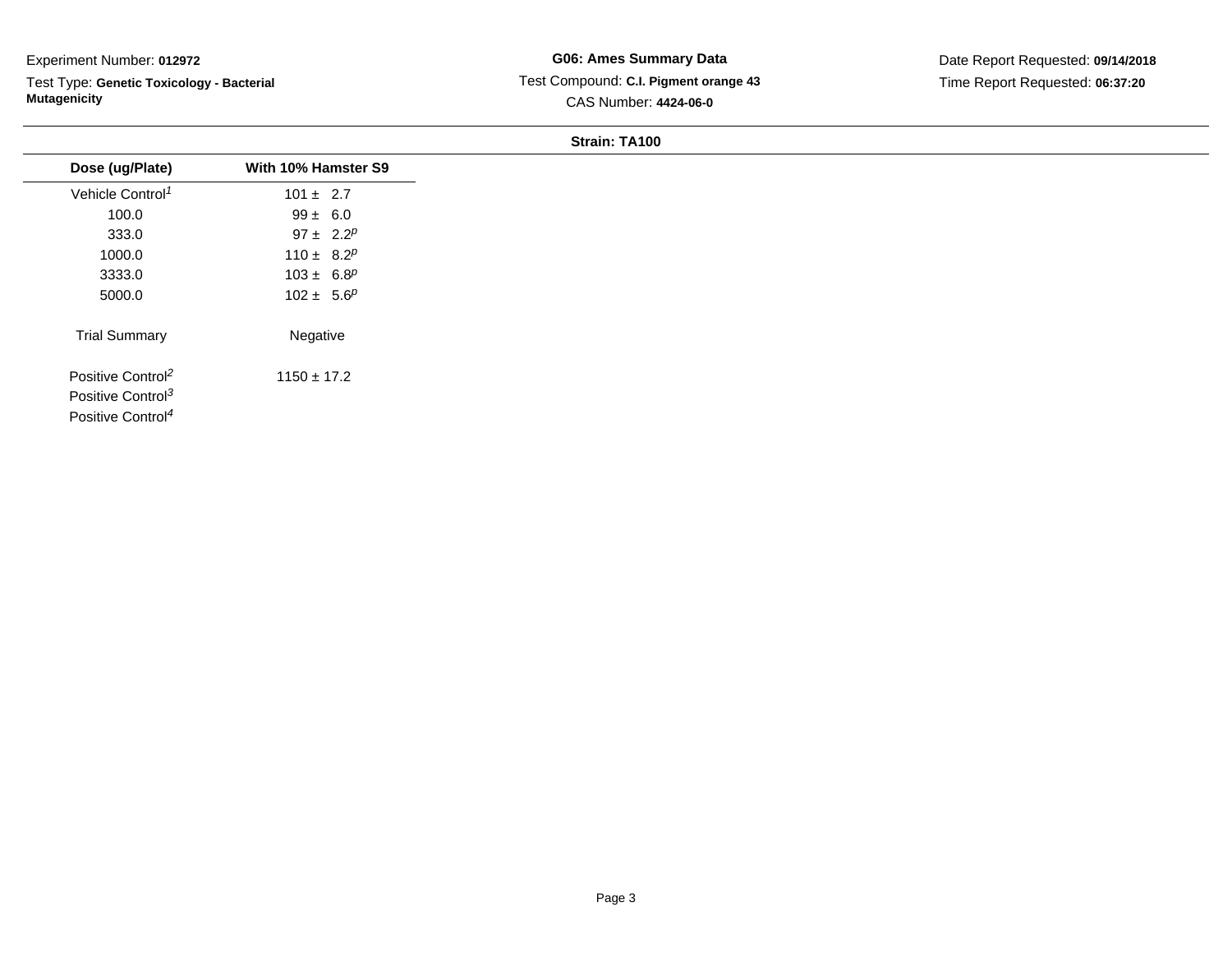Experiment Number: **012972**

Test Type: **Genetic Toxicology - Bacterial Mutagenicity**

**G06: Ames Summary Data**

Test Compound: **C.I. Pigment orange 43**

CAS Number: **4424-06-0**

Date Report Requested: **09/14/2018**

Time Report Requested: **06:37:20**

**Strain: TA100**

| Dose (ug/Plate) | With 10% Hamster S9 |
|---|---|
| Vehicle Control[1] | 101 ± 2.7 |
| 100.0 | 99 ± 6.0 |
| 333.0 | 97 ± 2.2[p] |
| 1000.0 | 110 ± 8.2[p] |
| 3333.0 | 103 ± 6.8[p] |
| 5000.0 | 102 ± 5.6[p] |
| Trial Summary | Negative |
| Positive Control[2] | 1150 ± 17.2 |
| Positive Control[3] | |
| Positive Control[4] | |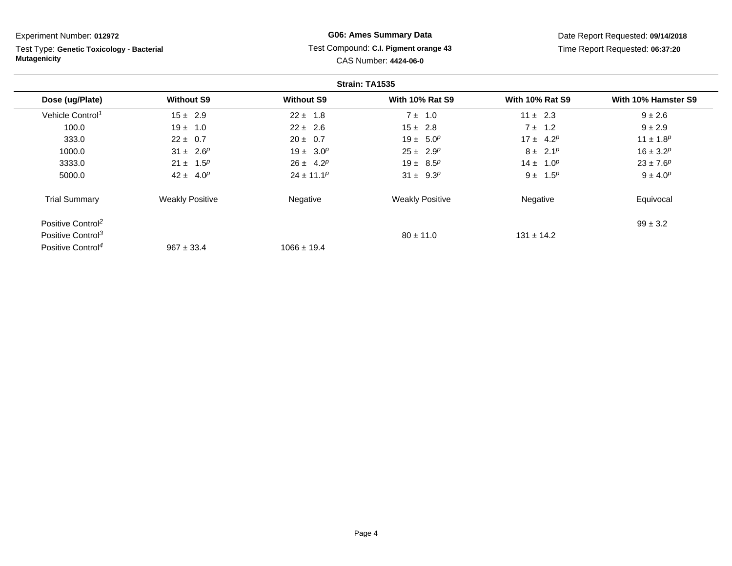Experiment Number: **012972**

Test Type: **Genetic Toxicology - Bacterial Mutagenicity**

**G06: Ames Summary Data**

Test Compound: **C.I. Pigment orange 43**

CAS Number: **4424-06-0**

Date Report Requested: **09/14/2018**

Time Report Requested: **06:37:20**

**Strain: TA1535**

| Dose (ug/Plate) | Without S9 | Without S9 | With 10% Rat S9 | With 10% Rat S9 | With 10% Hamster S9 |
|---|---|---|---|---|---|
| Vehicle Control[1] | 15 ± 2.9 | 22 ± 1.8 | 7 ± 1.0 | 11 ± 2.3 | 9 ± 2.6 |
| 100.0 | 19 ± 1.0 | 22 ± 2.6 | 15 ± 2.8 | 7 ± 1.2 | 9 ± 2.9 |
| 333.0 | 22 ± 0.7 | 20 ± 0.7 | 19 ± 5.0[p] | 17 ± 4.2[p] | 11 ± 1.8[p] |
| 1000.0 | 31 ± 2.6[p] | 19 ± 3.0[p] | 25 ± 2.9[p] | 8 ± 2.1[p] | 16 ± 3.2[p] |
| 3333.0 | 21 ± 1.5[p] | 26 ± 4.2[p] | 19 ± 8.5[p] | 14 ± 1.0[p] | 23 ± 7.6[p] |
| 5000.0 | 42 ± 4.0[p] | 24 ± 11.1[p] | 31 ± 9.3[p] | 9 ± 1.5[p] | 9 ± 4.0[p] |
| Trial Summary | Weakly Positive | Negative | Weakly Positive | Negative | Equivocal |
| Positive Control[2] | | | | | 99 ± 3.2 |
| Positive Control[3] | | | 80 ± 11.0 | 131 ± 14.2 | |
| Positive Control[4] | 967 ± 33.4 | 1066 ± 19.4 | | | |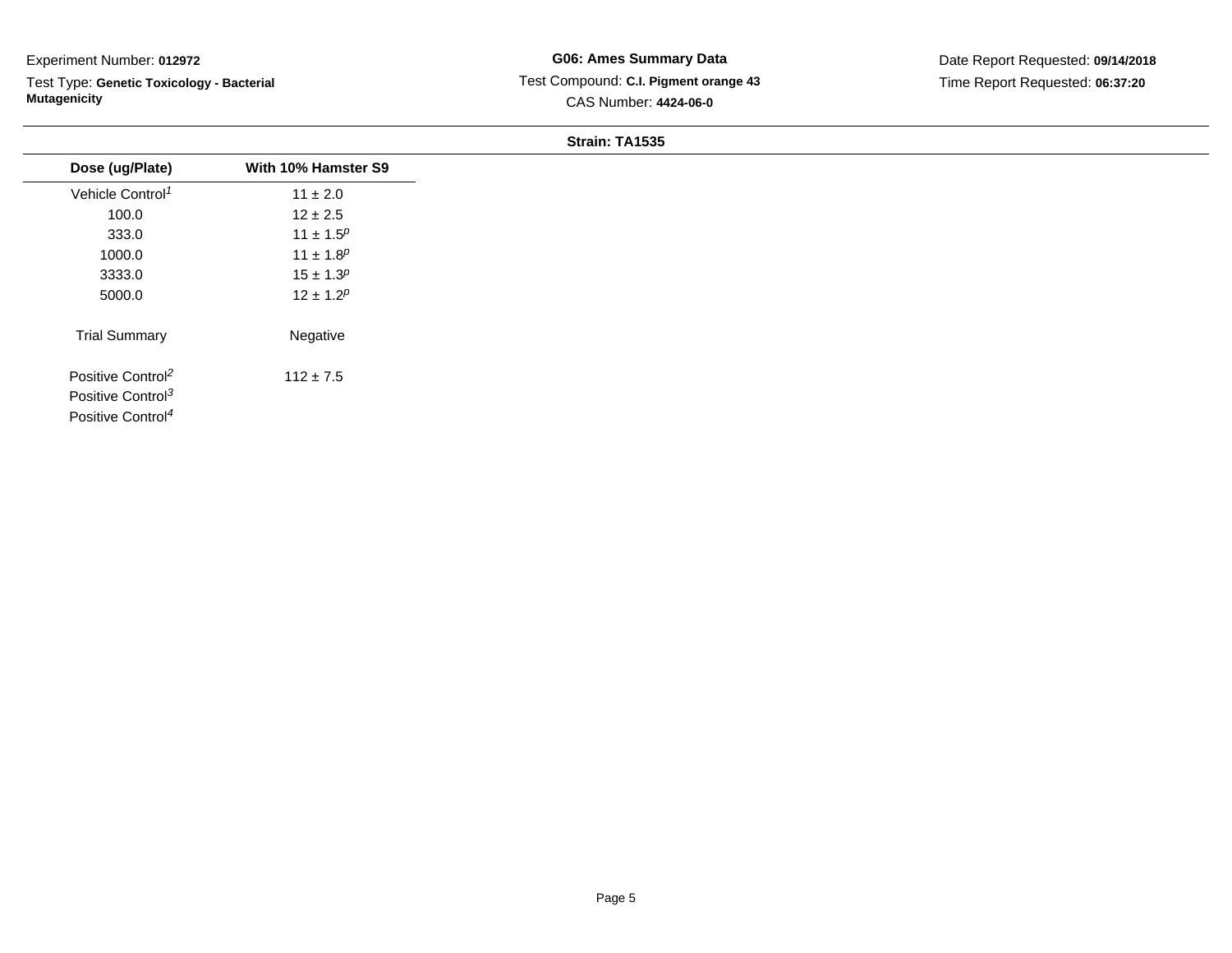Experiment Number: **012972**

Test Type: **Genetic Toxicology - Bacterial Mutagenicity**

**G06: Ames Summary Data**

Test Compound: **C.I. Pigment orange 43**

CAS Number: **4424-06-0**

Date Report Requested: **09/14/2018**

Time Report Requested: **06:37:20**

**Strain: TA1535**

| Dose (ug/Plate) | With 10% Hamster S9 |
|---|---|
| Vehicle Control[1] | 11 ± 2.0 |
| 100.0 | 12 ± 2.5 |
| 333.0 | 11 ± 1.5[p] |
| 1000.0 | 11 ± 1.8[p] |
| 3333.0 | 15 ± 1.3[p] |
| 5000.0 | 12 ± 1.2[p] |
| Trial Summary | Negative |
| Positive Control[2] | 112 ± 7.5 |
| Positive Control[3] | |
| Positive Control[4] | |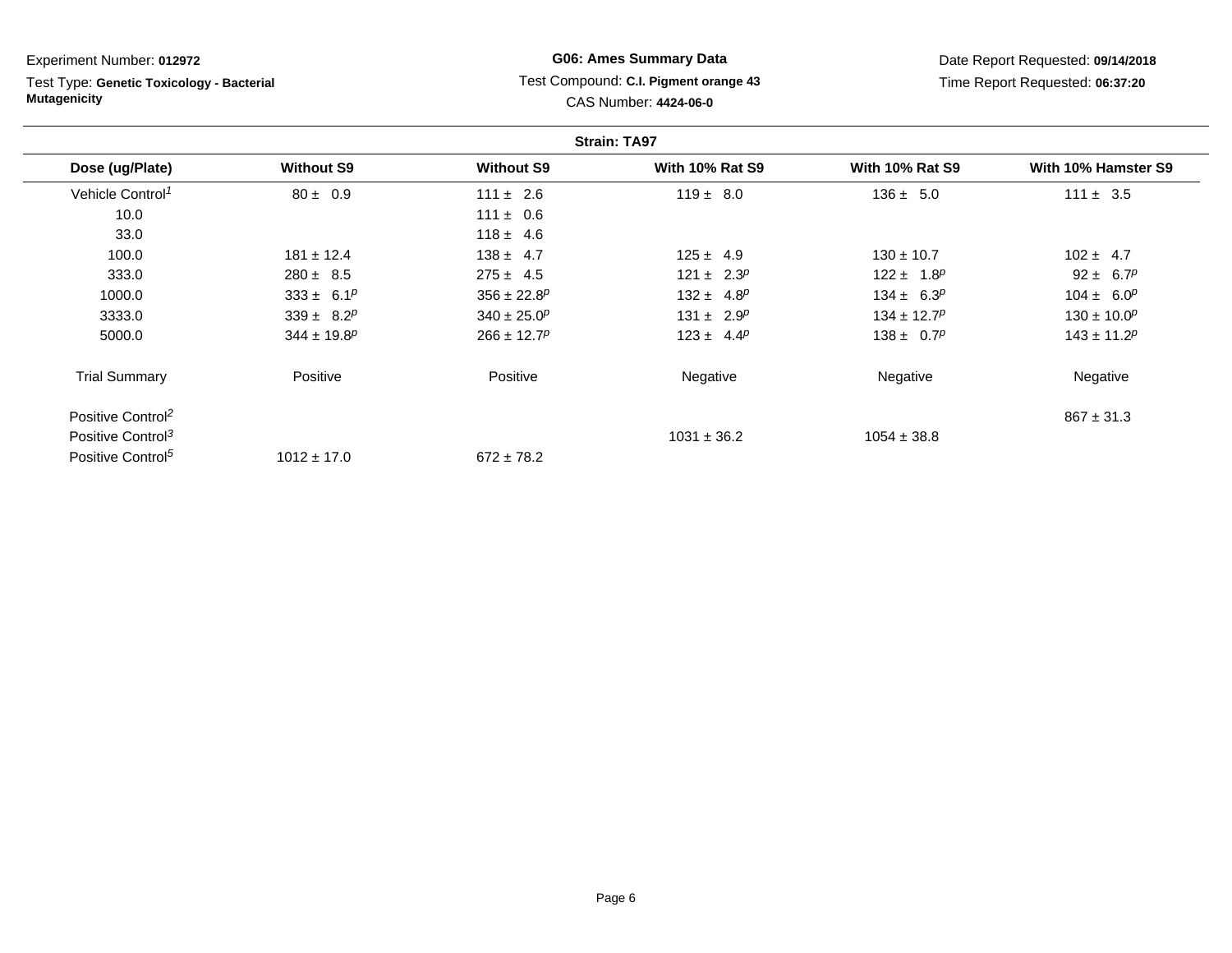Experiment Number: **012972**

Test Type: **Genetic Toxicology - Bacterial Mutagenicity**

**G06: Ames Summary Data**

Test Compound: **C.I. Pigment orange 43**

CAS Number: **4424-06-0**

Date Report Requested: **09/14/2018**

Time Report Requested: **06:37:20**

**Strain: TA97**

| Dose (ug/Plate) | Without S9 | Without S9 | With 10% Rat S9 | With 10% Rat S9 | With 10% Hamster S9 |
|---|---|---|---|---|---|
| Vehicle Control[1] | 80 ± 0.9 | 111 ± 2.6 | 119 ± 8.0 | 136 ± 5.0 | 111 ± 3.5 |
| 10.0 | | 111 ± 0.6 | | | |
| 33.0 | | 118 ± 4.6 | | | |
| 100.0 | 181 ± 12.4 | 138 ± 4.7 | 125 ± 4.9 | 130 ± 10.7 | 102 ± 4.7 |
| 333.0 | 280 ± 8.5 | 275 ± 4.5 | 121 ± 2.3[p] | 122 ± 1.8[p] | 92 ± 6.7[p] |
| 1000.0 | 333 ± 6.1[p] | 356 ± 22.8[p] | 132 ± 4.8[p] | 134 ± 6.3[p] | 104 ± 6.0[p] |
| 3333.0 | 339 ± 8.2[p] | 340 ± 25.0[p] | 131 ± 2.9[p] | 134 ± 12.7[p] | 130 ± 10.0[p] |
| 5000.0 | 344 ± 19.8[p] | 266 ± 12.7[p] | 123 ± 4.4[p] | 138 ± 0.7[p] | 143 ± 11.2[p] |
| Trial Summary | Positive | Positive | Negative | Negative | Negative |
| Positive Control[2] | | | | | 867 ± 31.3 |
| Positive Control[3] | | | 1031 ± 36.2 | 1054 ± 38.8 | |
| Positive Control[5] | 1012 ± 17.0 | 672 ± 78.2 | | | |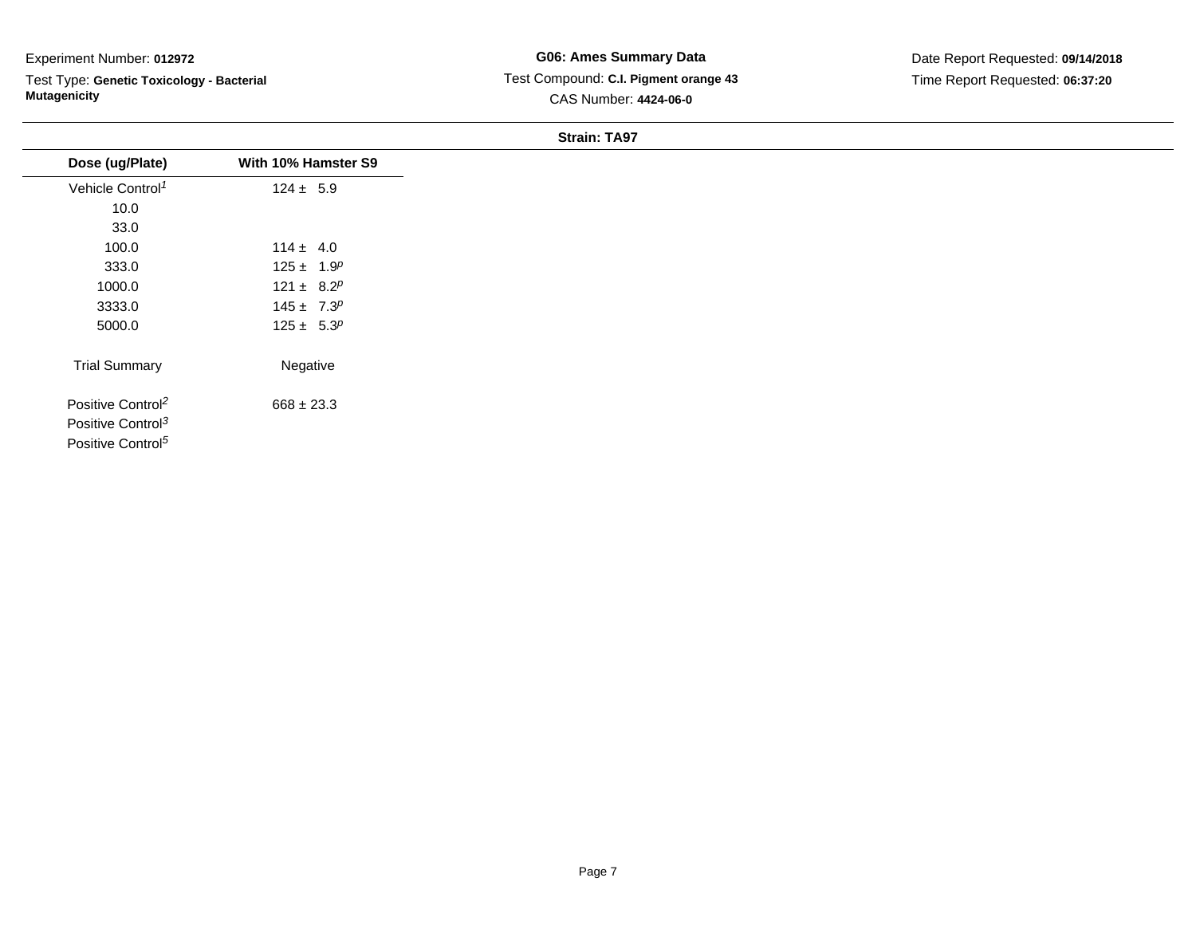Experiment Number: **012972**

Test Type: **Genetic Toxicology - Bacterial Mutagenicity**

**G06: Ames Summary Data**

Test Compound: **C.I. Pigment orange 43**

CAS Number: **4424-06-0**

Date Report Requested: **09/14/2018**

Time Report Requested: **06:37:20**

**Strain: TA97**

| Dose (ug/Plate) | With 10% Hamster S9 |
|---|---|
| Vehicle Control[1] | 124 ± 5.9 |
| 10.0 | |
| 33.0 | |
| 100.0 | 114 ± 4.0 |
| 333.0 | 125 ± 1.9[p] |
| 1000.0 | 121 ± 8.2[p] |
| 3333.0 | 145 ± 7.3[p] |
| 5000.0 | 125 ± 5.3[p] |
| Trial Summary | Negative |
| Positive Control[2] | 668 ± 23.3 |
| Positive Control[3] | |
| Positive Control[5] | |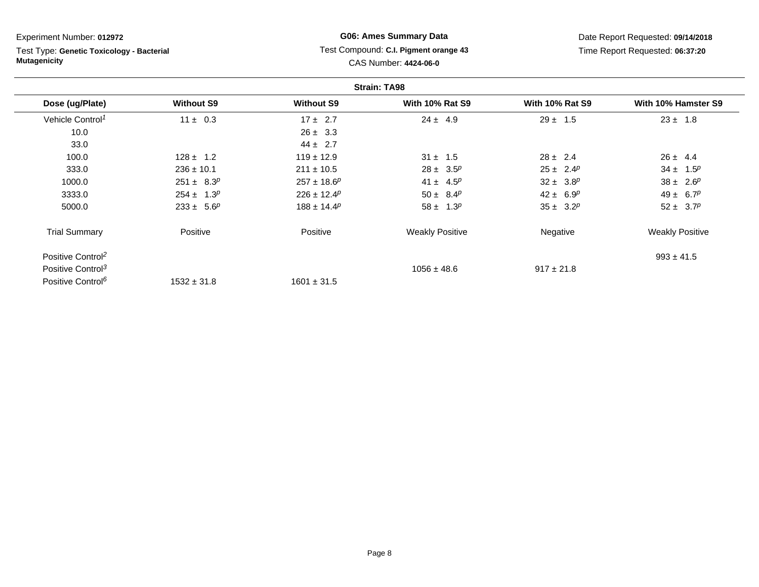Experiment Number: **012972**

Test Type: **Genetic Toxicology - Bacterial Mutagenicity**

**G06: Ames Summary Data**

Test Compound: **C.I. Pigment orange 43**

CAS Number: **4424-06-0**

Date Report Requested: **09/14/2018**

Time Report Requested: **06:37:20**

**Strain: TA98**

| Dose (ug/Plate) | Without S9 | Without S9 | With 10% Rat S9 | With 10% Rat S9 | With 10% Hamster S9 |
|---|---|---|---|---|---|
| Vehicle Control[1] | 11 ± 0.3 | 17 ± 2.7 | 24 ± 4.9 | 29 ± 1.5 | 23 ± 1.8 |
| 10.0 | | 26 ± 3.3 | | | |
| 33.0 | | 44 ± 2.7 | | | |
| 100.0 | 128 ± 1.2 | 119 ± 12.9 | 31 ± 1.5 | 28 ± 2.4 | 26 ± 4.4 |
| 333.0 | 236 ± 10.1 | 211 ± 10.5 | 28 ± 3.5[p] | 25 ± 2.4[p] | 34 ± 1.5[p] |
| 1000.0 | 251 ± 8.3[p] | 257 ± 18.6[p] | 41 ± 4.5[p] | 32 ± 3.8[p] | 38 ± 2.6[p] |
| 3333.0 | 254 ± 1.3[p] | 226 ± 12.4[p] | 50 ± 8.4[p] | 42 ± 6.9[p] | 49 ± 6.7[p] |
| 5000.0 | 233 ± 5.6[p] | 188 ± 14.4[p] | 58 ± 1.3[p] | 35 ± 3.2[p] | 52 ± 3.7[p] |
| Trial Summary | Positive | Positive | Weakly Positive | Negative | Weakly Positive |
| Positive Control[2] | | | | | 993 ± 41.5 |
| Positive Control[3] | | | 1056 ± 48.6 | 917 ± 21.8 | |
| Positive Control[6] | 1532 ± 31.8 | 1601 ± 31.5 | | | |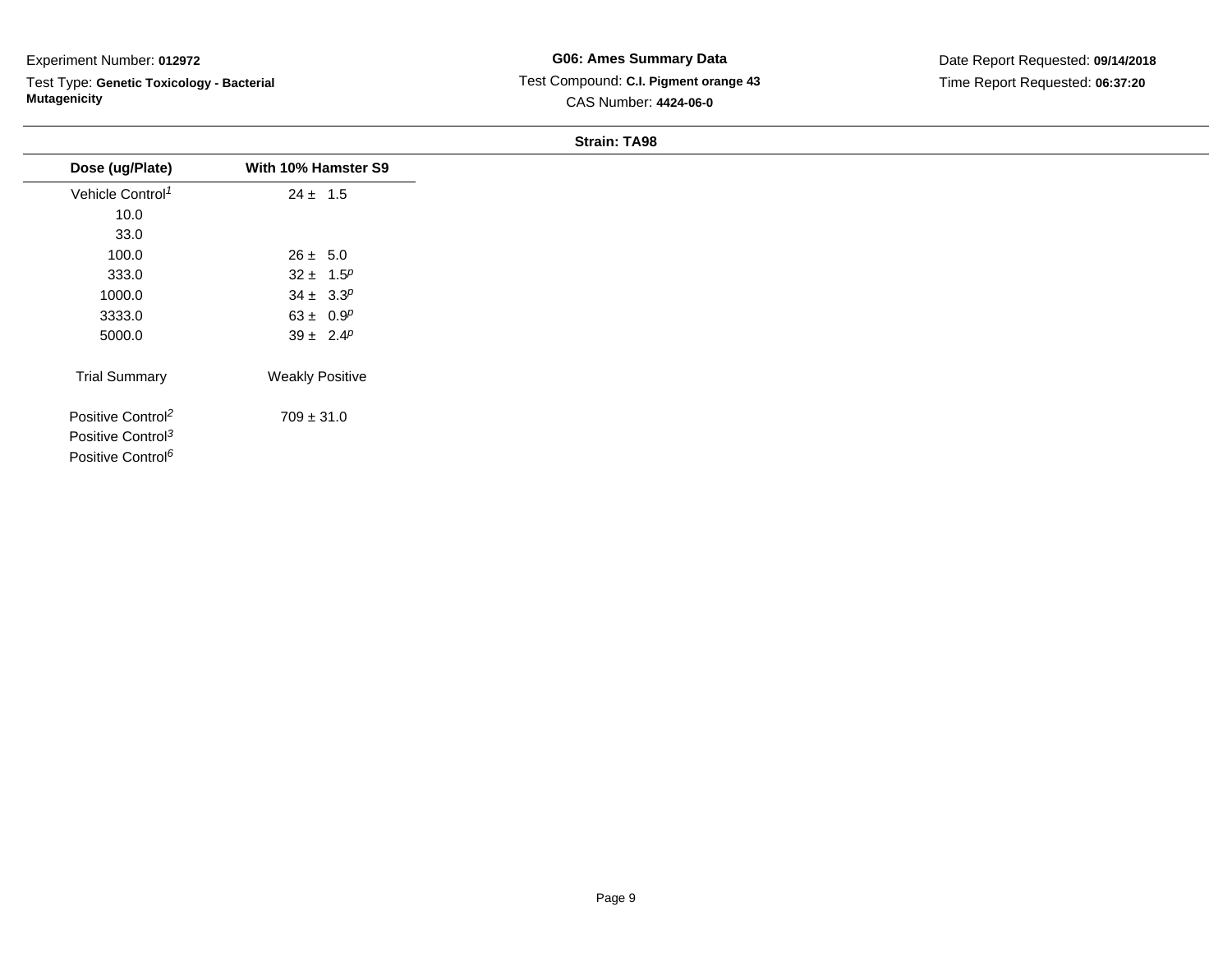Experiment Number: **012972**

Test Type: **Genetic Toxicology - Bacterial Mutagenicity**

**G06: Ames Summary Data**

Test Compound: **C.I. Pigment orange 43**

CAS Number: **4424-06-0**

Date Report Requested: **09/14/2018**

Time Report Requested: **06:37:20**

**Strain: TA98**

| Dose (ug/Plate) | With 10% Hamster S9 |
|---|---|
| Vehicle Control[1] | 24 ± 1.5 |
| 10.0 | |
| 33.0 | |
| 100.0 | 26 ± 5.0 |
| 333.0 | 32 ± 1.5[p] |
| 1000.0 | 34 ± 3.3[p] |
| 3333.0 | 63 ± 0.9[p] |
| 5000.0 | 39 ± 2.4[p] |
| Trial Summary | Weakly Positive |
| Positive Control[2] | 709 ± 31.0 |
| Positive Control[3] | |
| Positive Control[6] | |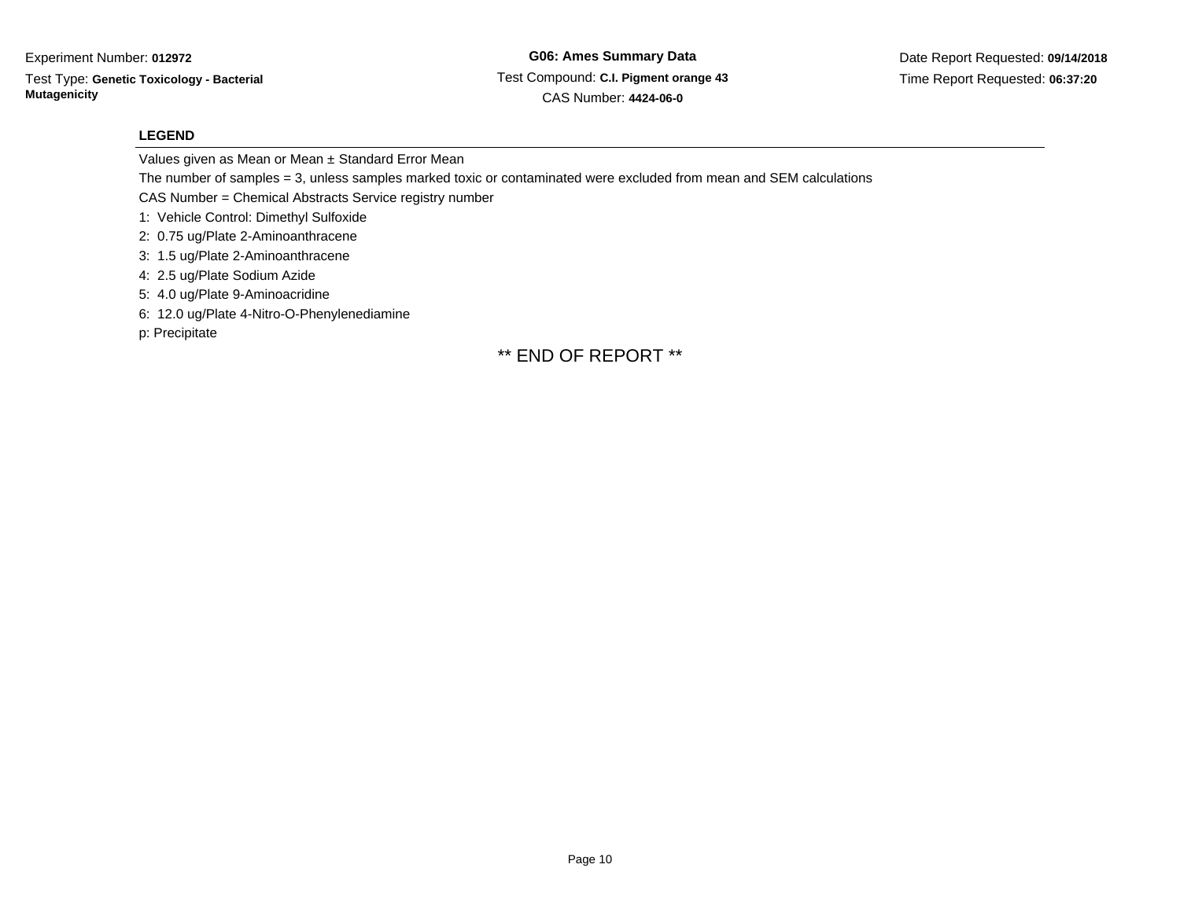**LEGEND**

Values given as Mean or Mean ± Standard Error Mean

The number of samples = 3, unless samples marked toxic or contaminated were excluded from mean and SEM calculations

CAS Number = Chemical Abstracts Service registry number

1: Vehicle Control: Dimethyl Sulfoxide

2: 0.75 ug/Plate 2-Aminoanthracene

3: 1.5 ug/Plate 2-Aminoanthracene

4: 2.5 ug/Plate Sodium Azide

5: 4.0 ug/Plate 9-Aminoacridine

6: 12.0 ug/Plate 4-Nitro-O-Phenylenediamine

p: Precipitate

** END OF REPORT **